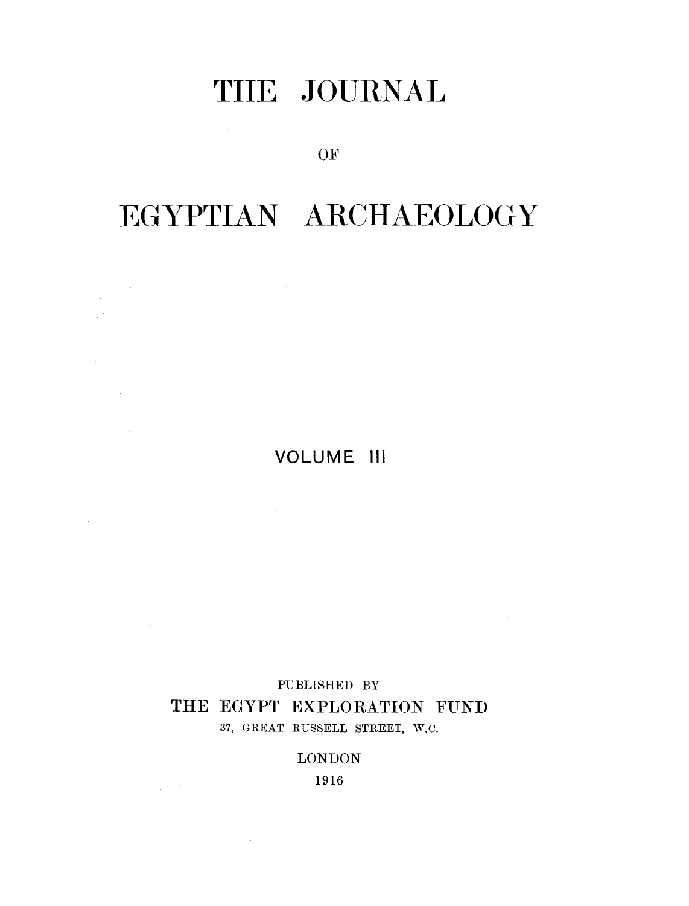# THE JOURNAL

OF

# EGYPTIAN ARCHAEOLOGY

VOLUME III

PUBLISHED BY

THE EGYPT EXPLORATION FUND

37, GREAT RUSSELL STREET, W.C.

LONDON

1916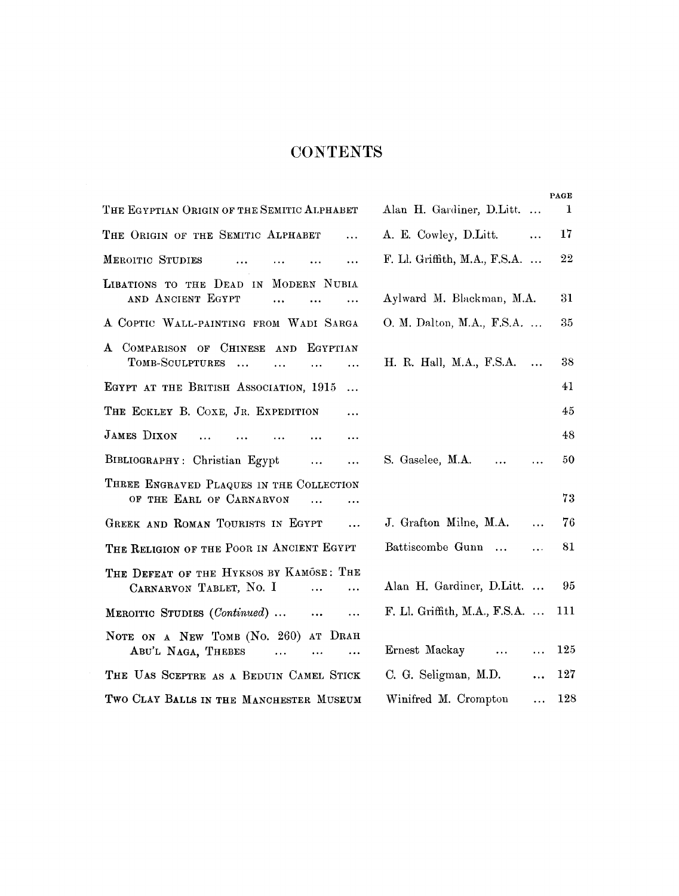# CONTENTS

| | | PAGE |
|---|---|---|
| The Egyptian Origin of the Semitic Alphabet | Alan H. Gardiner, D.Litt. ... | 1 |
| The Origin of the Semitic Alphabet ... | A. E. Cowley, D.Litt. ... | 17 |
| Meroitic Studies ... ... ... ... | F. Ll. Griffith, M.A., F.S.A. ... | 22 |
| Libations to the Dead in Modern Nubia and Ancient Egypt ... ... ... | Aylward M. Blackman, M.A. | 31 |
| A Coptic Wall-painting from Wadi Sarga | O. M. Dalton, M.A., F.S.A. ... | 35 |
| A Comparison of Chinese and Egyptian Tomb-Sculptures ... ... ... ... | H. R. Hall, M.A., F.S.A. ... | 38 |
| Egypt at the British Association, 1915 ... | | 41 |
| The Eckley B. Coxe, Jr. Expedition ... | | 45 |
| James Dixon ... ... ... ... ... ... | | 48 |
| Bibliography: Christian Egypt ... ... | S. Gaselee, M.A. ... ... | 50 |
| Three Engraved Plaques in the Collection of the Earl of Carnarvon ... ... | | 73 |
| Greek and Roman Tourists in Egypt ... | J. Grafton Milne, M.A. ... | 76 |
| The Religion of the Poor in Ancient Egypt | Battiscombe Gunn ... ... | 81 |
| The Defeat of the Hyksos by Kamōse: The Carnarvon Tablet, No. I ... ... | Alan H. Gardiner, D.Litt. ... | 95 |
| Meroitic Studies (*Continued*) ... ... ... | F. Ll. Griffith, M.A., F.S.A. ... | 111 |
| Note on a New Tomb (No. 260) at Drah Abu'l Naga, Thebes ... ... ... | Ernest Mackay ... ... | 125 |
| The Uas Sceptre as a Beduin Camel Stick | C. G. Seligman, M.D. ... | 127 |
| Two Clay Balls in the Manchester Museum | Winifred M. Crompton ... | 128 |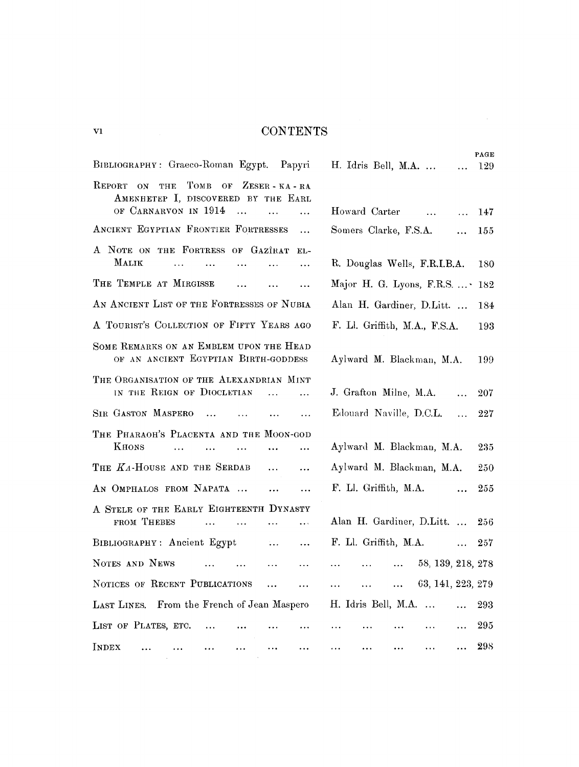# CONTENTS

| | | PAGE |
|---|---|---|
| Bibliography: Graeco-Roman Egypt. Papyri | H. Idris Bell, M.A. ... ... | 129 |
| Report on the Tomb of Zeser-ka-ra Amenhetep I, discovered by the Earl of Carnarvon in 1914 ... ... ... | Howard Carter ... ... | 147 |
| Ancient Egyptian Frontier Fortresses ... | Somers Clarke, F.S.A. ... | 155 |
| A Note on the Fortress of Gazîrat el-Malik ... ... ... ... ... | R. Douglas Wells, F.R.I.B.A. | 180 |
| The Temple at Mirgisse ... ... ... | Major H. G. Lyons, F.R.S. ... | 182 |
| An Ancient List of the Fortresses of Nubia | Alan H. Gardiner, D.Litt. ... | 184 |
| A Tourist's Collection of Fifty Years Ago | F. Ll. Griffith, M.A., F.S.A. | 193 |
| Some Remarks on an Emblem upon the Head of an Ancient Egyptian Birth-goddess | Aylward M. Blackman, M.A. | 199 |
| The Organisation of the Alexandrian Mint in the Reign of Diocletian ... ... | J. Grafton Milne, M.A. ... | 207 |
| Sir Gaston Maspero ... ... ... ... | Edouard Naville, D.C.L. ... | 227 |
| The Pharaoh's Placenta and the Moon-god Khons ... ... ... ... ... | Aylward M. Blackman, M.A. | 235 |
| The *Ka*-House and the Serdab ... ... | Aylward M. Blackman, M.A. | 250 |
| An Omphalos from Napata ... ... ... | F. Ll. Griffith, M.A. ... | 255 |
| A Stele of the Early Eighteenth Dynasty from Thebes ... ... ... ... | Alan H. Gardiner, D.Litt. ... | 256 |
| Bibliography: Ancient Egypt ... ... | F. Ll. Griffith, M.A. ... | 257 |
| Notes and News ... ... ... ... | ... ... ... | 58, 139, 218, 278 |
| Notices of Recent Publications ... ... | ... ... ... | 63, 141, 223, 279 |
| Last Lines. From the French of Jean Maspero | H. Idris Bell, M.A. ... ... | 293 |
| List of Plates, etc. ... ... ... ... | ... ... ... ... ... | 295 |
| Index ... ... ... ... ... ... | ... ... ... ... ... | 298 |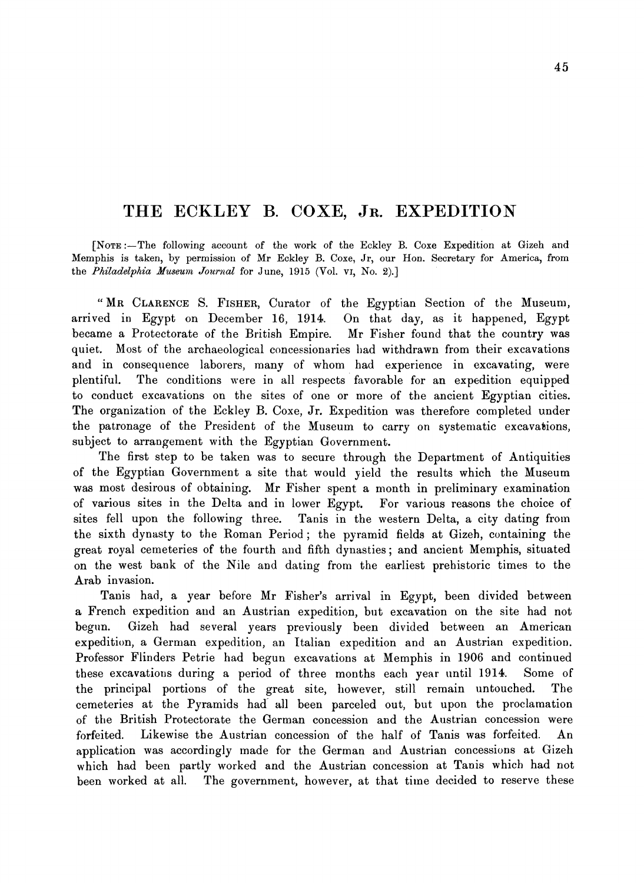# THE ECKLEY B. COXE, Jr. EXPEDITION

[NOTE:—The following account of the work of the Eckley B. Coxe Expedition at Gizeh and Memphis is taken, by permission of Mr Eckley B. Coxe, Jr, our Hon. Secretary for America, from the *Philadelphia Museum Journal* for June, 1915 (Vol. VI, No. 2).]

"MR CLARENCE S. FISHER, Curator of the Egyptian Section of the Museum, arrived in Egypt on December 16, 1914. On that day, as it happened, Egypt became a Protectorate of the British Empire. Mr Fisher found that the country was quiet. Most of the archaeological concessionaries had withdrawn from their excavations and in consequence laborers, many of whom had experience in excavating, were plentiful. The conditions were in all respects favorable for an expedition equipped to conduct excavations on the sites of one or more of the ancient Egyptian cities. The organization of the Eckley B. Coxe, Jr. Expedition was therefore completed under the patronage of the President of the Museum to carry on systematic excavations, subject to arrangement with the Egyptian Government.

The first step to be taken was to secure through the Department of Antiquities of the Egyptian Government a site that would yield the results which the Museum was most desirous of obtaining. Mr Fisher spent a month in preliminary examination of various sites in the Delta and in lower Egypt. For various reasons the choice of sites fell upon the following three. Tanis in the western Delta, a city dating from the sixth dynasty to the Roman Period; the pyramid fields at Gizeh, containing the great royal cemeteries of the fourth and fifth dynasties; and ancient Memphis, situated on the west bank of the Nile and dating from the earliest prehistoric times to the Arab invasion.

Tanis had, a year before Mr Fisher's arrival in Egypt, been divided between a French expedition and an Austrian expedition, but excavation on the site had not begun. Gizeh had several years previously been divided between an American expedition, a German expedition, an Italian expedition and an Austrian expedition. Professor Flinders Petrie had begun excavations at Memphis in 1906 and continued these excavations during a period of three months each year until 1914. Some of the principal portions of the great site, however, still remain untouched. The cemeteries at the Pyramids had all been parceled out, but upon the proclamation of the British Protectorate the German concession and the Austrian concession were forfeited. Likewise the Austrian concession of the half of Tanis was forfeited. An application was accordingly made for the German and Austrian concessions at Gizeh which had been partly worked and the Austrian concession at Tanis which had not been worked at all. The government, however, at that time decided to reserve these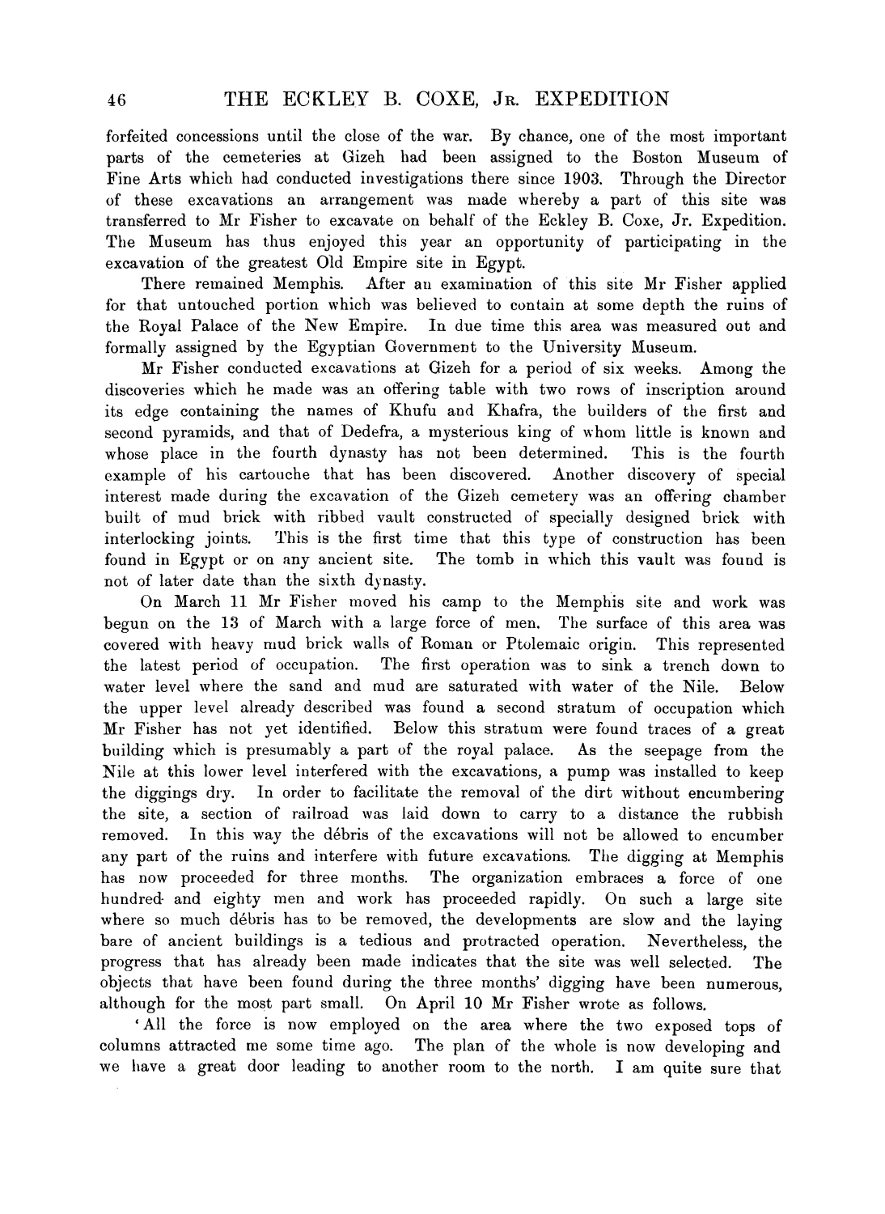forfeited concessions until the close of the war. By chance, one of the most important parts of the cemeteries at Gizeh had been assigned to the Boston Museum of Fine Arts which had conducted investigations there since 1903. Through the Director of these excavations an arrangement was made whereby a part of this site was transferred to Mr Fisher to excavate on behalf of the Eckley B. Coxe, Jr. Expedition. The Museum has thus enjoyed this year an opportunity of participating in the excavation of the greatest Old Empire site in Egypt.

There remained Memphis. After an examination of this site Mr Fisher applied for that untouched portion which was believed to contain at some depth the ruins of the Royal Palace of the New Empire. In due time this area was measured out and formally assigned by the Egyptian Government to the University Museum.

Mr Fisher conducted excavations at Gizeh for a period of six weeks. Among the discoveries which he made was an offering table with two rows of inscription around its edge containing the names of Khufu and Khafra, the builders of the first and second pyramids, and that of Dedefra, a mysterious king of whom little is known and whose place in the fourth dynasty has not been determined. This is the fourth example of his cartouche that has been discovered. Another discovery of special interest made during the excavation of the Gizeh cemetery was an offering chamber built of mud brick with ribbed vault constructed of specially designed brick with interlocking joints. This is the first time that this type of construction has been found in Egypt or on any ancient site. The tomb in which this vault was found is not of later date than the sixth dynasty.

On March 11 Mr Fisher moved his camp to the Memphis site and work was begun on the 13 of March with a large force of men. The surface of this area was covered with heavy mud brick walls of Roman or Ptolemaic origin. This represented the latest period of occupation. The first operation was to sink a trench down to water level where the sand and mud are saturated with water of the Nile. Below the upper level already described was found a second stratum of occupation which Mr Fisher has not yet identified. Below this stratum were found traces of a great building which is presumably a part of the royal palace. As the seepage from the Nile at this lower level interfered with the excavations, a pump was installed to keep the diggings dry. In order to facilitate the removal of the dirt without encumbering the site, a section of railroad was laid down to carry to a distance the rubbish removed. In this way the débris of the excavations will not be allowed to encumber any part of the ruins and interfere with future excavations. The digging at Memphis has now proceeded for three months. The organization embraces a force of one hundred and eighty men and work has proceeded rapidly. On such a large site where so much débris has to be removed, the developments are slow and the laying bare of ancient buildings is a tedious and protracted operation. Nevertheless, the progress that has already been made indicates that the site was well selected. The objects that have been found during the three months' digging have been numerous, although for the most part small. On April 10 Mr Fisher wrote as follows.

'All the force is now employed on the area where the two exposed tops of columns attracted me some time ago. The plan of the whole is now developing and we have a great door leading to another room to the north. I am quite sure that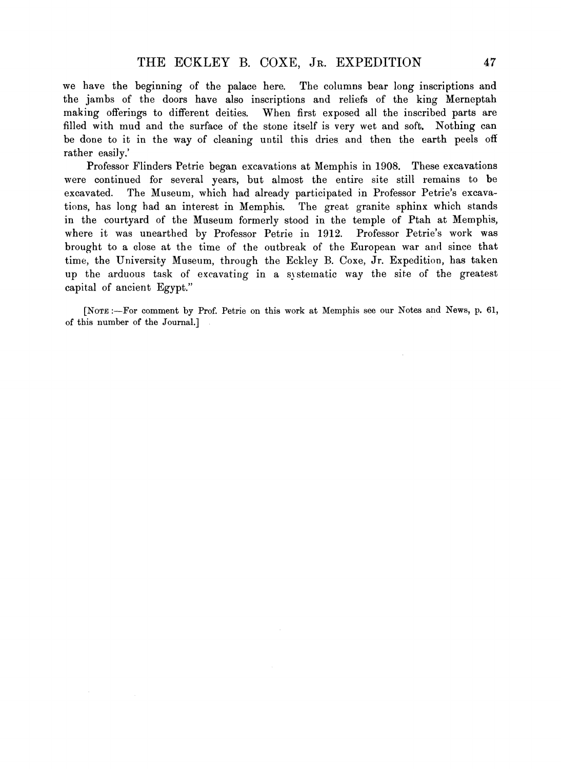we have the beginning of the palace here. The columns bear long inscriptions and the jambs of the doors have also inscriptions and reliefs of the king Merneptah making offerings to different deities. When first exposed all the inscribed parts are filled with mud and the surface of the stone itself is very wet and soft. Nothing can be done to it in the way of cleaning until this dries and then the earth peels off rather easily.'

Professor Flinders Petrie began excavations at Memphis in 1908. These excavations were continued for several years, but almost the entire site still remains to be excavated. The Museum, which had already participated in Professor Petrie's excavations, has long had an interest in Memphis. The great granite sphinx which stands in the courtyard of the Museum formerly stood in the temple of Ptah at Memphis, where it was unearthed by Professor Petrie in 1912. Professor Petrie's work was brought to a close at the time of the outbreak of the European war and since that time, the University Museum, through the Eckley B. Coxe, Jr. Expedition, has taken up the arduous task of excavating in a systematic way the site of the greatest capital of ancient Egypt."

[NOTE:—For comment by Prof. Petrie on this work at Memphis see our Notes and News, p. 61, of this number of the Journal.]